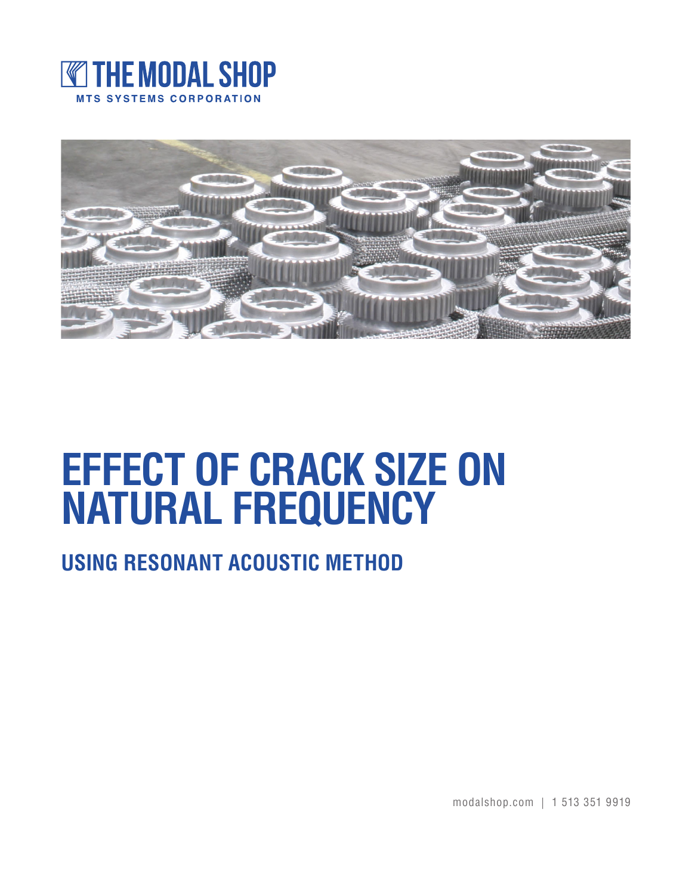THE MODAL SHOP

MTS SYSTEMS CORPORATION

# EFFECT OF CRACK SIZE ON NATURAL FREQUENCY

## USING RESONANT ACOUSTIC METHOD

modalshop.com | 1 513 351 9919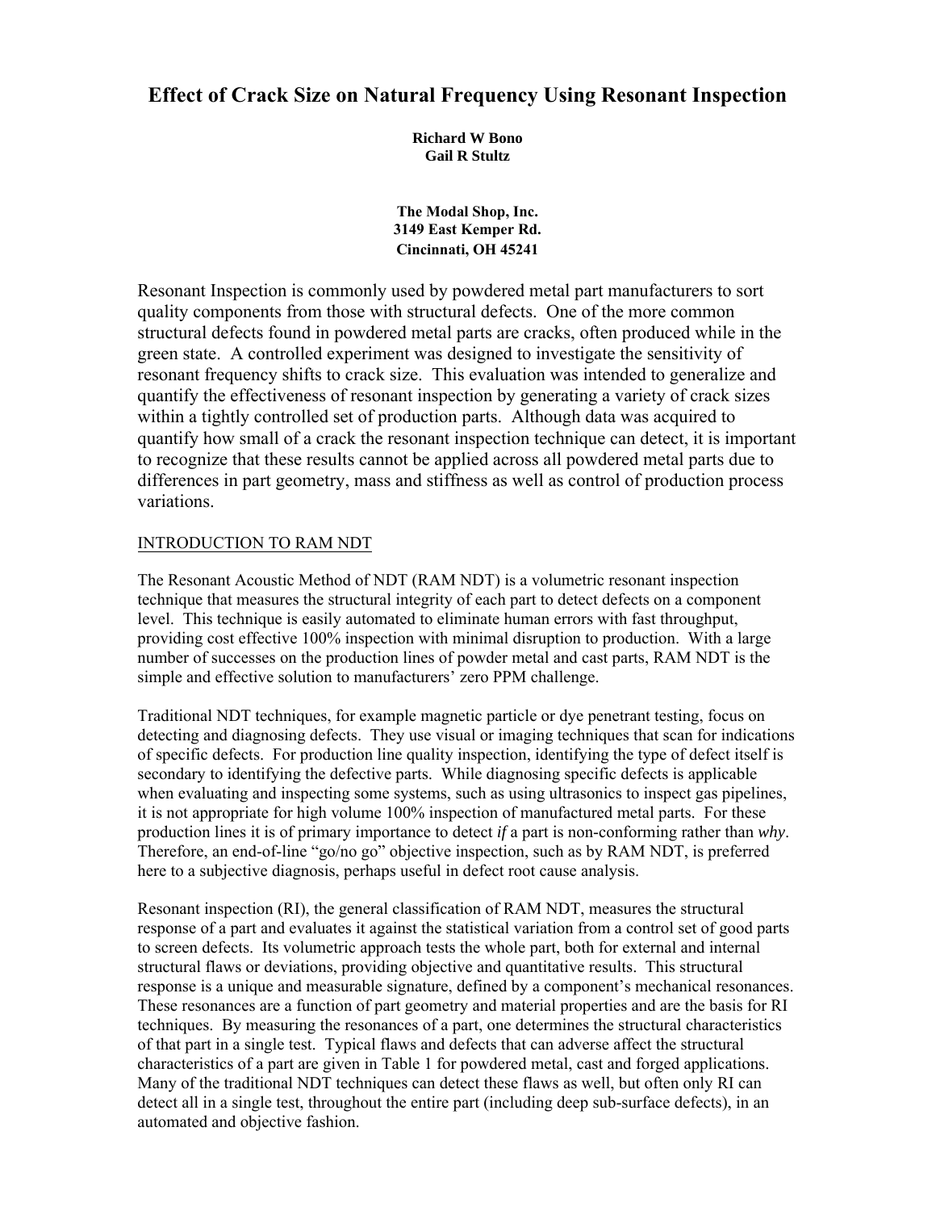# Effect of Crack Size on Natural Frequency Using Resonant Inspection

**Richard W Bono**
**Gail R Stultz**

**The Modal Shop, Inc.**
**3149 East Kemper Rd.**
**Cincinnati, OH 45241**

Resonant Inspection is commonly used by powdered metal part manufacturers to sort quality components from those with structural defects. One of the more common structural defects found in powdered metal parts are cracks, often produced while in the green state. A controlled experiment was designed to investigate the sensitivity of resonant frequency shifts to crack size. This evaluation was intended to generalize and quantify the effectiveness of resonant inspection by generating a variety of crack sizes within a tightly controlled set of production parts. Although data was acquired to quantify how small of a crack the resonant inspection technique can detect, it is important to recognize that these results cannot be applied across all powdered metal parts due to differences in part geometry, mass and stiffness as well as control of production process variations.

## INTRODUCTION TO RAM NDT

The Resonant Acoustic Method of NDT (RAM NDT) is a volumetric resonant inspection technique that measures the structural integrity of each part to detect defects on a component level. This technique is easily automated to eliminate human errors with fast throughput, providing cost effective 100% inspection with minimal disruption to production. With a large number of successes on the production lines of powder metal and cast parts, RAM NDT is the simple and effective solution to manufacturers' zero PPM challenge.

Traditional NDT techniques, for example magnetic particle or dye penetrant testing, focus on detecting and diagnosing defects. They use visual or imaging techniques that scan for indications of specific defects. For production line quality inspection, identifying the type of defect itself is secondary to identifying the defective parts. While diagnosing specific defects is applicable when evaluating and inspecting some systems, such as using ultrasonics to inspect gas pipelines, it is not appropriate for high volume 100% inspection of manufactured metal parts. For these production lines it is of primary importance to detect *if* a part is non-conforming rather than *why*. Therefore, an end-of-line "go/no go" objective inspection, such as by RAM NDT, is preferred here to a subjective diagnosis, perhaps useful in defect root cause analysis.

Resonant inspection (RI), the general classification of RAM NDT, measures the structural response of a part and evaluates it against the statistical variation from a control set of good parts to screen defects. Its volumetric approach tests the whole part, both for external and internal structural flaws or deviations, providing objective and quantitative results. This structural response is a unique and measurable signature, defined by a component's mechanical resonances. These resonances are a function of part geometry and material properties and are the basis for RI techniques. By measuring the resonances of a part, one determines the structural characteristics of that part in a single test. Typical flaws and defects that can adverse affect the structural characteristics of a part are given in Table 1 for powdered metal, cast and forged applications. Many of the traditional NDT techniques can detect these flaws as well, but often only RI can detect all in a single test, throughout the entire part (including deep sub-surface defects), in an automated and objective fashion.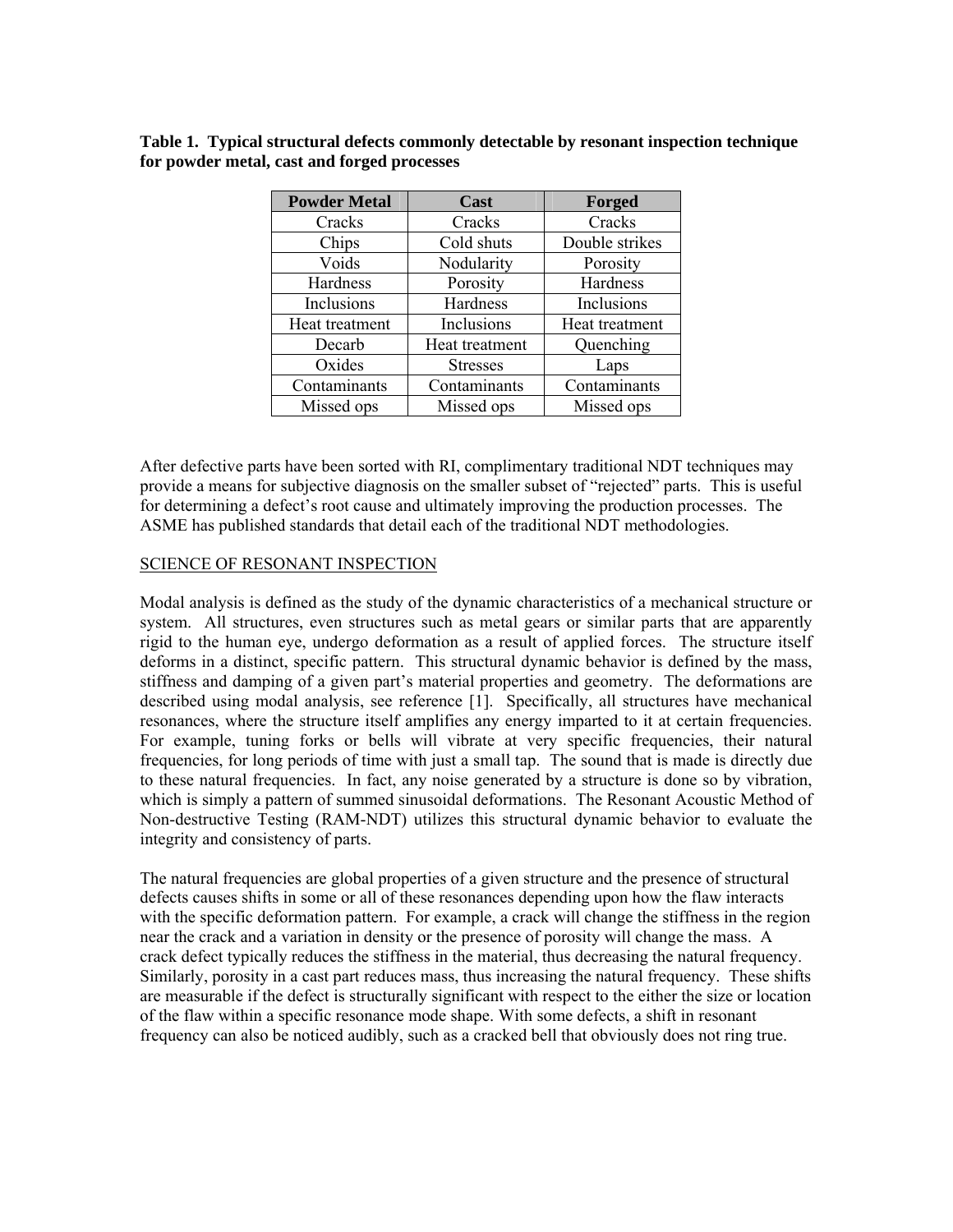**Table 1. Typical structural defects commonly detectable by resonant inspection technique for powder metal, cast and forged processes**

| Powder Metal | Cast | Forged |
|---|---|---|
| Cracks | Cracks | Cracks |
| Chips | Cold shuts | Double strikes |
| Voids | Nodularity | Porosity |
| Hardness | Porosity | Hardness |
| Inclusions | Hardness | Inclusions |
| Heat treatment | Inclusions | Heat treatment |
| Decarb | Heat treatment | Quenching |
| Oxides | Stresses | Laps |
| Contaminants | Contaminants | Contaminants |
| Missed ops | Missed ops | Missed ops |

After defective parts have been sorted with RI, complimentary traditional NDT techniques may provide a means for subjective diagnosis on the smaller subset of "rejected" parts. This is useful for determining a defect's root cause and ultimately improving the production processes. The ASME has published standards that detail each of the traditional NDT methodologies.

## SCIENCE OF RESONANT INSPECTION

Modal analysis is defined as the study of the dynamic characteristics of a mechanical structure or system. All structures, even structures such as metal gears or similar parts that are apparently rigid to the human eye, undergo deformation as a result of applied forces. The structure itself deforms in a distinct, specific pattern. This structural dynamic behavior is defined by the mass, stiffness and damping of a given part's material properties and geometry. The deformations are described using modal analysis, see reference [1]. Specifically, all structures have mechanical resonances, where the structure itself amplifies any energy imparted to it at certain frequencies. For example, tuning forks or bells will vibrate at very specific frequencies, their natural frequencies, for long periods of time with just a small tap. The sound that is made is directly due to these natural frequencies. In fact, any noise generated by a structure is done so by vibration, which is simply a pattern of summed sinusoidal deformations. The Resonant Acoustic Method of Non-destructive Testing (RAM-NDT) utilizes this structural dynamic behavior to evaluate the integrity and consistency of parts.

The natural frequencies are global properties of a given structure and the presence of structural defects causes shifts in some or all of these resonances depending upon how the flaw interacts with the specific deformation pattern. For example, a crack will change the stiffness in the region near the crack and a variation in density or the presence of porosity will change the mass. A crack defect typically reduces the stiffness in the material, thus decreasing the natural frequency. Similarly, porosity in a cast part reduces mass, thus increasing the natural frequency. These shifts are measurable if the defect is structurally significant with respect to the either the size or location of the flaw within a specific resonance mode shape. With some defects, a shift in resonant frequency can also be noticed audibly, such as a cracked bell that obviously does not ring true.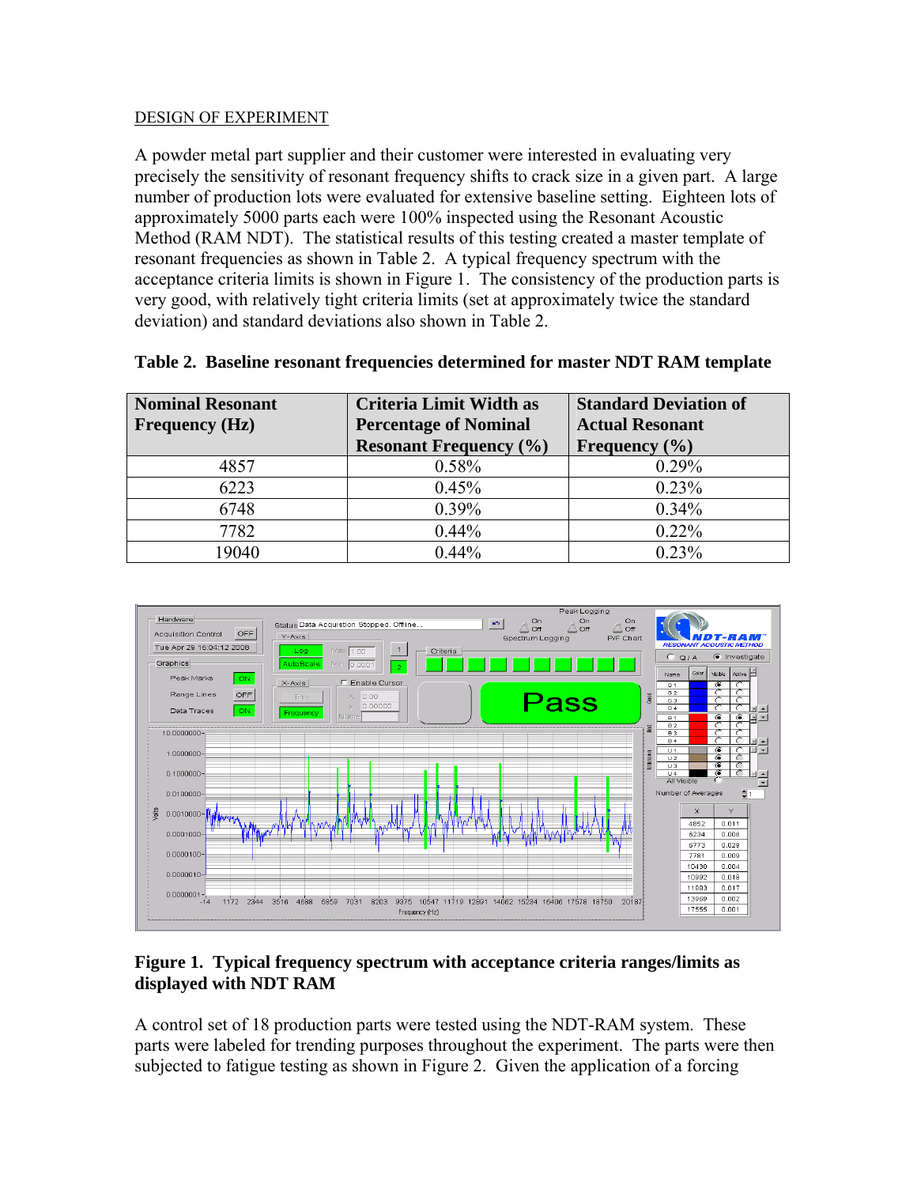DESIGN OF EXPERIMENT

A powder metal part supplier and their customer were interested in evaluating very precisely the sensitivity of resonant frequency shifts to crack size in a given part. A large number of production lots were evaluated for extensive baseline setting. Eighteen lots of approximately 5000 parts each were 100% inspected using the Resonant Acoustic Method (RAM NDT). The statistical results of this testing created a master template of resonant frequencies as shown in Table 2. A typical frequency spectrum with the acceptance criteria limits is shown in Figure 1. The consistency of the production parts is very good, with relatively tight criteria limits (set at approximately twice the standard deviation) and standard deviations also shown in Table 2.

**Table 2. Baseline resonant frequencies determined for master NDT RAM template**

| Nominal Resonant Frequency (Hz) | Criteria Limit Width as Percentage of Nominal Resonant Frequency (%) | Standard Deviation of Actual Resonant Frequency (%) |
|---|---|---|
| 4857 | 0.58% | 0.29% |
| 6223 | 0.45% | 0.23% |
| 6748 | 0.39% | 0.34% |
| 7782 | 0.44% | 0.22% |
| 19040 | 0.44% | 0.23% |

**Figure 1. Typical frequency spectrum with acceptance criteria ranges/limits as displayed with NDT RAM**

A control set of 18 production parts were tested using the NDT-RAM system. These parts were labeled for trending purposes throughout the experiment. The parts were then subjected to fatigue testing as shown in Figure 2. Given the application of a forcing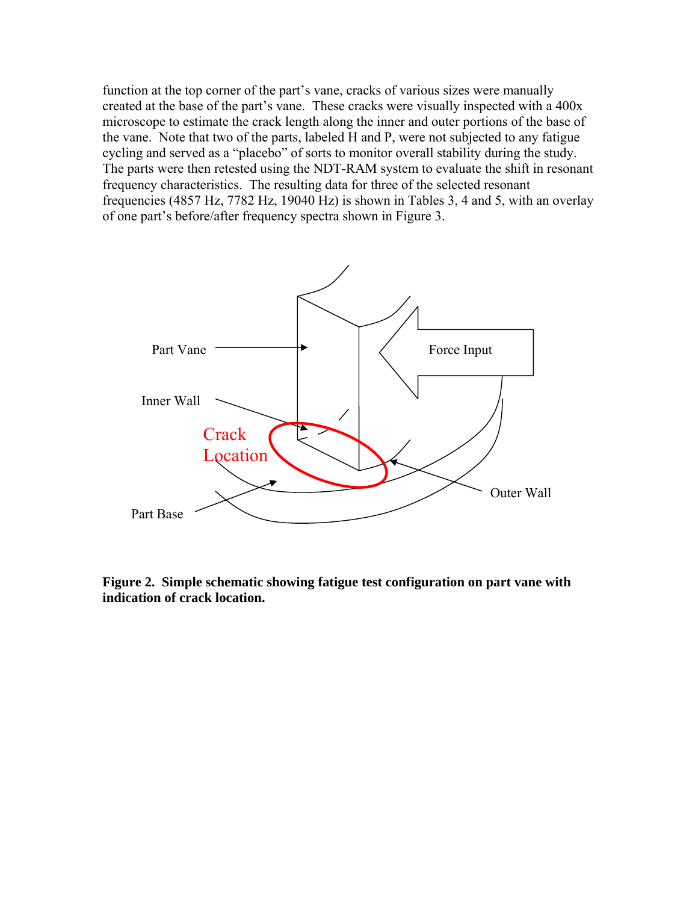function at the top corner of the part's vane, cracks of various sizes were manually created at the base of the part's vane. These cracks were visually inspected with a 400x microscope to estimate the crack length along the inner and outer portions of the base of the vane. Note that two of the parts, labeled H and P, were not subjected to any fatigue cycling and served as a "placebo" of sorts to monitor overall stability during the study. The parts were then retested using the NDT-RAM system to evaluate the shift in resonant frequency characteristics. The resulting data for three of the selected resonant frequencies (4857 Hz, 7782 Hz, 19040 Hz) is shown in Tables 3, 4 and 5, with an overlay of one part's before/after frequency spectra shown in Figure 3.

**Figure 2. Simple schematic showing fatigue test configuration on part vane with indication of crack location.**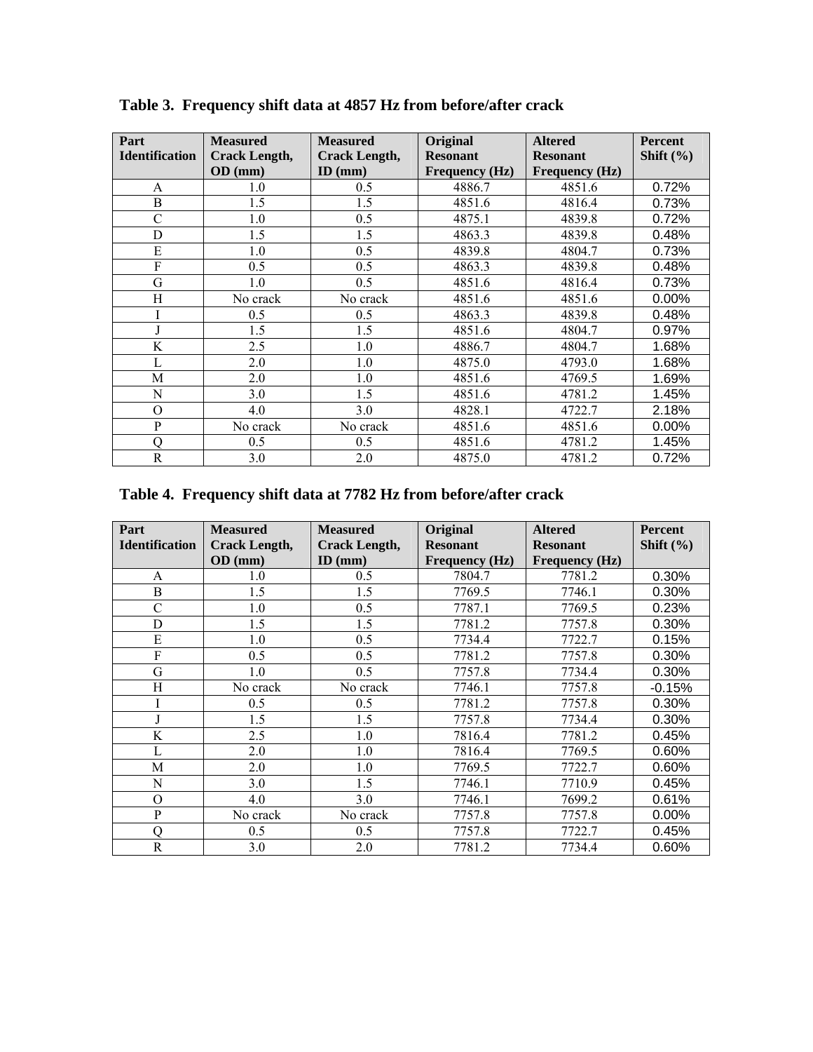**Table 3. Frequency shift data at 4857 Hz from before/after crack**

| Part Identification | Measured Crack Length, OD (mm) | Measured Crack Length, ID (mm) | Original Resonant Frequency (Hz) | Altered Resonant Frequency (Hz) | Percent Shift (%) |
|---|---|---|---|---|---|
| A | 1.0 | 0.5 | 4886.7 | 4851.6 | 0.72% |
| B | 1.5 | 1.5 | 4851.6 | 4816.4 | 0.73% |
| C | 1.0 | 0.5 | 4875.1 | 4839.8 | 0.72% |
| D | 1.5 | 1.5 | 4863.3 | 4839.8 | 0.48% |
| E | 1.0 | 0.5 | 4839.8 | 4804.7 | 0.73% |
| F | 0.5 | 0.5 | 4863.3 | 4839.8 | 0.48% |
| G | 1.0 | 0.5 | 4851.6 | 4816.4 | 0.73% |
| H | No crack | No crack | 4851.6 | 4851.6 | 0.00% |
| I | 0.5 | 0.5 | 4863.3 | 4839.8 | 0.48% |
| J | 1.5 | 1.5 | 4851.6 | 4804.7 | 0.97% |
| K | 2.5 | 1.0 | 4886.7 | 4804.7 | 1.68% |
| L | 2.0 | 1.0 | 4875.0 | 4793.0 | 1.68% |
| M | 2.0 | 1.0 | 4851.6 | 4769.5 | 1.69% |
| N | 3.0 | 1.5 | 4851.6 | 4781.2 | 1.45% |
| O | 4.0 | 3.0 | 4828.1 | 4722.7 | 2.18% |
| P | No crack | No crack | 4851.6 | 4851.6 | 0.00% |
| Q | 0.5 | 0.5 | 4851.6 | 4781.2 | 1.45% |
| R | 3.0 | 2.0 | 4875.0 | 4781.2 | 0.72% |

**Table 4. Frequency shift data at 7782 Hz from before/after crack**

| Part Identification | Measured Crack Length, OD (mm) | Measured Crack Length, ID (mm) | Original Resonant Frequency (Hz) | Altered Resonant Frequency (Hz) | Percent Shift (%) |
|---|---|---|---|---|---|
| A | 1.0 | 0.5 | 7804.7 | 7781.2 | 0.30% |
| B | 1.5 | 1.5 | 7769.5 | 7746.1 | 0.30% |
| C | 1.0 | 0.5 | 7787.1 | 7769.5 | 0.23% |
| D | 1.5 | 1.5 | 7781.2 | 7757.8 | 0.30% |
| E | 1.0 | 0.5 | 7734.4 | 7722.7 | 0.15% |
| F | 0.5 | 0.5 | 7781.2 | 7757.8 | 0.30% |
| G | 1.0 | 0.5 | 7757.8 | 7734.4 | 0.30% |
| H | No crack | No crack | 7746.1 | 7757.8 | -0.15% |
| I | 0.5 | 0.5 | 7781.2 | 7757.8 | 0.30% |
| J | 1.5 | 1.5 | 7757.8 | 7734.4 | 0.30% |
| K | 2.5 | 1.0 | 7816.4 | 7781.2 | 0.45% |
| L | 2.0 | 1.0 | 7816.4 | 7769.5 | 0.60% |
| M | 2.0 | 1.0 | 7769.5 | 7722.7 | 0.60% |
| N | 3.0 | 1.5 | 7746.1 | 7710.9 | 0.45% |
| O | 4.0 | 3.0 | 7746.1 | 7699.2 | 0.61% |
| P | No crack | No crack | 7757.8 | 7757.8 | 0.00% |
| Q | 0.5 | 0.5 | 7757.8 | 7722.7 | 0.45% |
| R | 3.0 | 2.0 | 7781.2 | 7734.4 | 0.60% |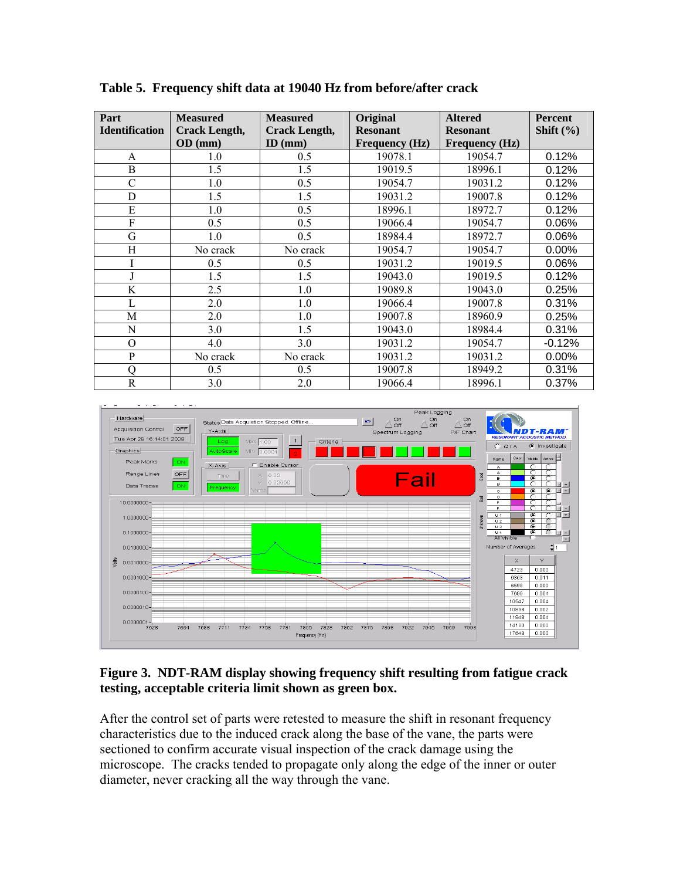**Table 5. Frequency shift data at 19040 Hz from before/after crack**

| Part Identification | Measured Crack Length, OD (mm) | Measured Crack Length, ID (mm) | Original Resonant Frequency (Hz) | Altered Resonant Frequency (Hz) | Percent Shift (%) |
|---|---|---|---|---|---|
| A | 1.0 | 0.5 | 19078.1 | 19054.7 | 0.12% |
| B | 1.5 | 1.5 | 19019.5 | 18996.1 | 0.12% |
| C | 1.0 | 0.5 | 19054.7 | 19031.2 | 0.12% |
| D | 1.5 | 1.5 | 19031.2 | 19007.8 | 0.12% |
| E | 1.0 | 0.5 | 18996.1 | 18972.7 | 0.12% |
| F | 0.5 | 0.5 | 19066.4 | 19054.7 | 0.06% |
| G | 1.0 | 0.5 | 18984.4 | 18972.7 | 0.06% |
| H | No crack | No crack | 19054.7 | 19054.7 | 0.00% |
| I | 0.5 | 0.5 | 19031.2 | 19019.5 | 0.06% |
| J | 1.5 | 1.5 | 19043.0 | 19019.5 | 0.12% |
| K | 2.5 | 1.0 | 19089.8 | 19043.0 | 0.25% |
| L | 2.0 | 1.0 | 19066.4 | 19007.8 | 0.31% |
| M | 2.0 | 1.0 | 19007.8 | 18960.9 | 0.25% |
| N | 3.0 | 1.5 | 19043.0 | 18984.4 | 0.31% |
| O | 4.0 | 3.0 | 19031.2 | 19054.7 | -0.12% |
| P | No crack | No crack | 19031.2 | 19031.2 | 0.00% |
| Q | 0.5 | 0.5 | 19007.8 | 18949.2 | 0.31% |
| R | 3.0 | 2.0 | 19066.4 | 18996.1 | 0.37% |

**Figure 3. NDT-RAM display showing frequency shift resulting from fatigue crack testing, acceptable criteria limit shown as green box.**

After the control set of parts were retested to measure the shift in resonant frequency characteristics due to the induced crack along the base of the vane, the parts were sectioned to confirm accurate visual inspection of the crack damage using the microscope. The cracks tended to propagate only along the edge of the inner or outer diameter, never cracking all the way through the vane.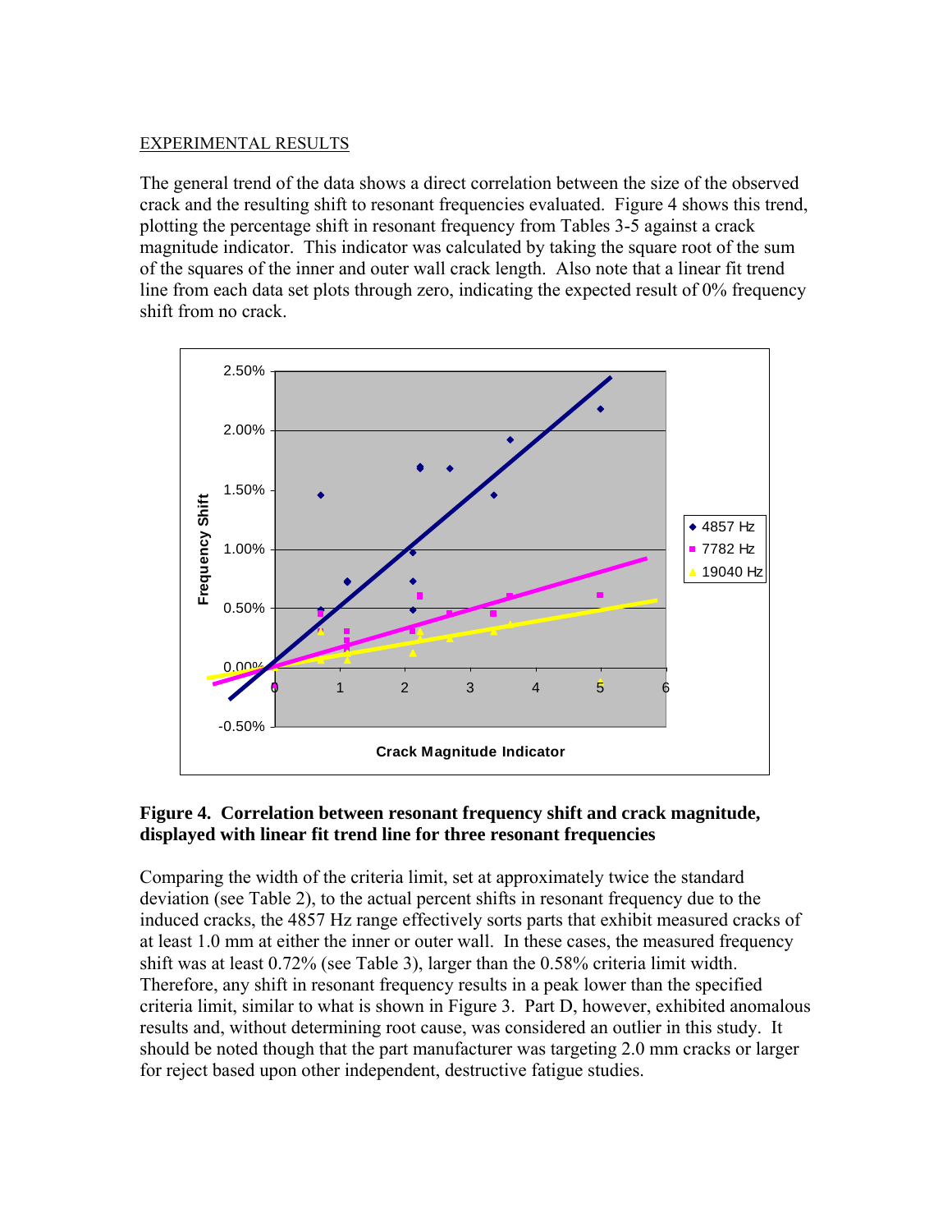EXPERIMENTAL RESULTS

The general trend of the data shows a direct correlation between the size of the observed crack and the resulting shift to resonant frequencies evaluated. Figure 4 shows this trend, plotting the percentage shift in resonant frequency from Tables 3-5 against a crack magnitude indicator. This indicator was calculated by taking the square root of the sum of the squares of the inner and outer wall crack length. Also note that a linear fit trend line from each data set plots through zero, indicating the expected result of 0% frequency shift from no crack.

**Figure 4. Correlation between resonant frequency shift and crack magnitude, displayed with linear fit trend line for three resonant frequencies**

Comparing the width of the criteria limit, set at approximately twice the standard deviation (see Table 2), to the actual percent shifts in resonant frequency due to the induced cracks, the 4857 Hz range effectively sorts parts that exhibit measured cracks of at least 1.0 mm at either the inner or outer wall. In these cases, the measured frequency shift was at least 0.72% (see Table 3), larger than the 0.58% criteria limit width. Therefore, any shift in resonant frequency results in a peak lower than the specified criteria limit, similar to what is shown in Figure 3. Part D, however, exhibited anomalous results and, without determining root cause, was considered an outlier in this study. It should be noted though that the part manufacturer was targeting 2.0 mm cracks or larger for reject based upon other independent, destructive fatigue studies.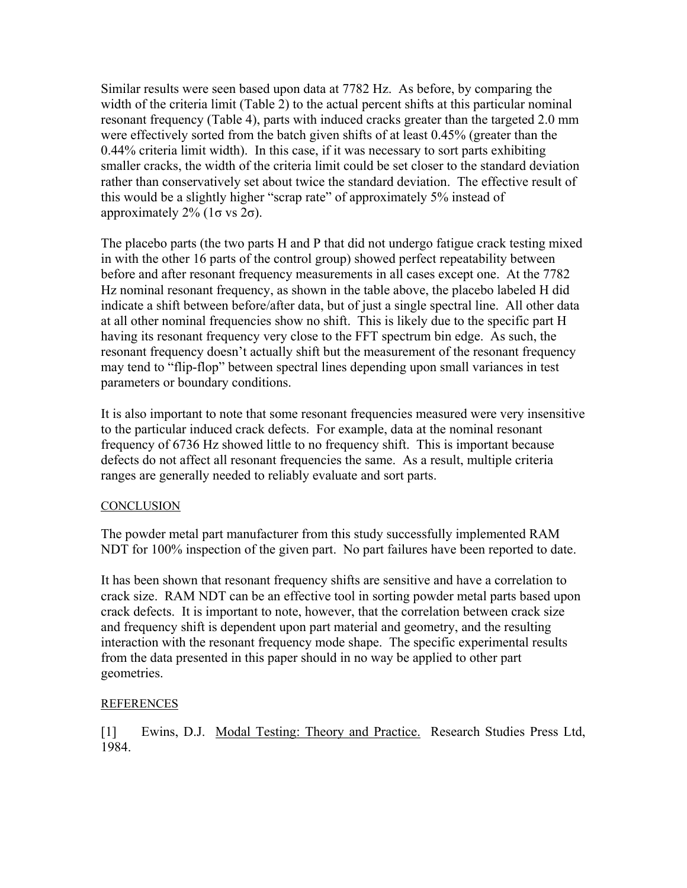Similar results were seen based upon data at 7782 Hz. As before, by comparing the width of the criteria limit (Table 2) to the actual percent shifts at this particular nominal resonant frequency (Table 4), parts with induced cracks greater than the targeted 2.0 mm were effectively sorted from the batch given shifts of at least 0.45% (greater than the 0.44% criteria limit width). In this case, if it was necessary to sort parts exhibiting smaller cracks, the width of the criteria limit could be set closer to the standard deviation rather than conservatively set about twice the standard deviation. The effective result of this would be a slightly higher "scrap rate" of approximately 5% instead of approximately 2% (1σ vs 2σ).

The placebo parts (the two parts H and P that did not undergo fatigue crack testing mixed in with the other 16 parts of the control group) showed perfect repeatability between before and after resonant frequency measurements in all cases except one. At the 7782 Hz nominal resonant frequency, as shown in the table above, the placebo labeled H did indicate a shift between before/after data, but of just a single spectral line. All other data at all other nominal frequencies show no shift. This is likely due to the specific part H having its resonant frequency very close to the FFT spectrum bin edge. As such, the resonant frequency doesn't actually shift but the measurement of the resonant frequency may tend to "flip-flop" between spectral lines depending upon small variances in test parameters or boundary conditions.

It is also important to note that some resonant frequencies measured were very insensitive to the particular induced crack defects. For example, data at the nominal resonant frequency of 6736 Hz showed little to no frequency shift. This is important because defects do not affect all resonant frequencies the same. As a result, multiple criteria ranges are generally needed to reliably evaluate and sort parts.

## CONCLUSION

The powder metal part manufacturer from this study successfully implemented RAM NDT for 100% inspection of the given part. No part failures have been reported to date.

It has been shown that resonant frequency shifts are sensitive and have a correlation to crack size. RAM NDT can be an effective tool in sorting powder metal parts based upon crack defects. It is important to note, however, that the correlation between crack size and frequency shift is dependent upon part material and geometry, and the resulting interaction with the resonant frequency mode shape. The specific experimental results from the data presented in this paper should in no way be applied to other part geometries.

## REFERENCES

[1] Ewins, D.J. Modal Testing: Theory and Practice. Research Studies Press Ltd, 1984.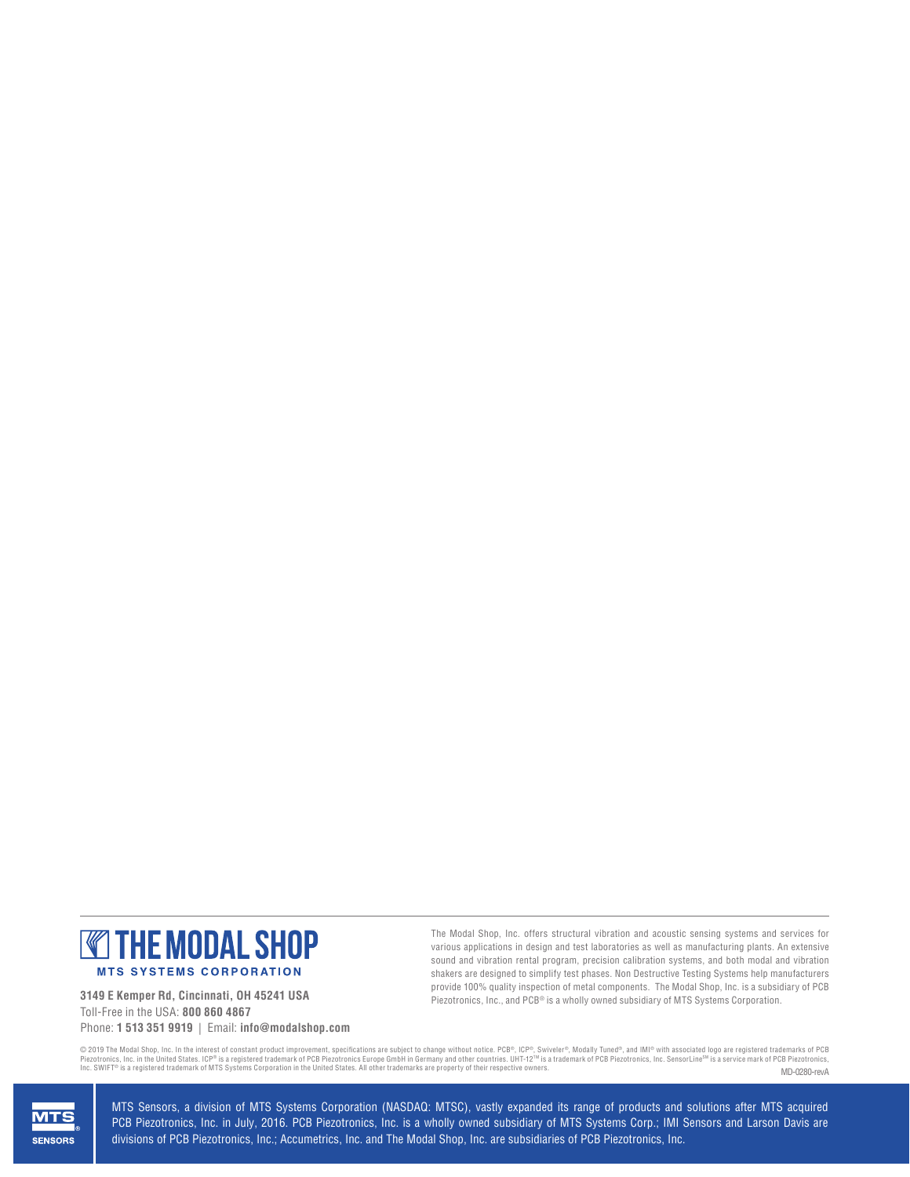**THE MODAL SHOP**
**MTS SYSTEMS CORPORATION**

**3149 E Kemper Rd, Cincinnati, OH 45241 USA**
Toll-Free in the USA: **800 860 4867**
Phone: **1 513 351 9919** | Email: **info@modalshop.com**

The Modal Shop, Inc. offers structural vibration and acoustic sensing systems and services for various applications in design and test laboratories as well as manufacturing plants. An extensive sound and vibration rental program, precision calibration systems, and both modal and vibration shakers are designed to simplify test phases. Non Destructive Testing Systems help manufacturers provide 100% quality inspection of metal components. The Modal Shop, Inc. is a subsidiary of PCB Piezotronics, Inc., and PCB® is a wholly owned subsidiary of MTS Systems Corporation.

© 2019 The Modal Shop, Inc. In the interest of constant product improvement, specifications are subject to change without notice. PCB®, ICP®, Swiveler®, Modally Tuned®, and IMI® with associated logo are registered trademarks of PCB Piezotronics, Inc. in the United States. ICP® is a registered trademark of PCB Piezotronics Europe GmbH in Germany and other countries. UHT-12™ is a trademark of PCB Piezotronics, Inc. SensorLine℠ is a service mark of PCB Piezotronics, Inc. SWIFT® is a registered trademark of MTS Systems Corporation in the United States. All other trademarks are property of their respective owners.

MD-0280-revA

**MTS SENSORS**

MTS Sensors, a division of MTS Systems Corporation (NASDAQ: MTSC), vastly expanded its range of products and solutions after MTS acquired PCB Piezotronics, Inc. in July, 2016. PCB Piezotronics, Inc. is a wholly owned subsidiary of MTS Systems Corp.; IMI Sensors and Larson Davis are divisions of PCB Piezotronics, Inc.; Accumetrics, Inc. and The Modal Shop, Inc. are subsidiaries of PCB Piezotronics, Inc.